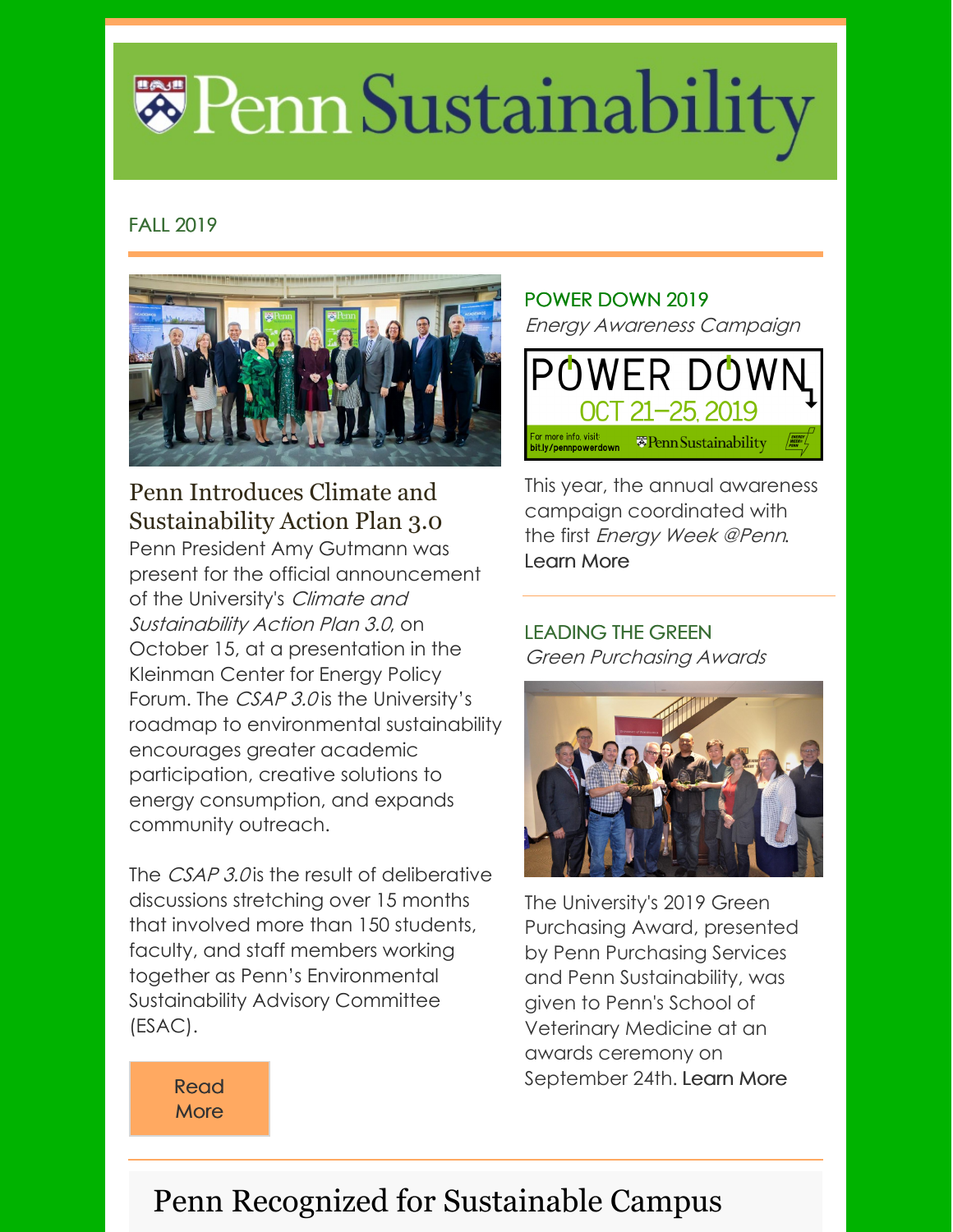# Penn Sustainability

FALL 2019

## Penn Introduces Climate and Sustainability Action Plan 3.0

Penn President Amy Gutmann was present for the official announcement of the University's *Climate and Sustainability Action Plan 3.0*, on October 15, at a presentation in the Kleinman Center for Energy Policy Forum. The *CSAP 3.0* is the University's roadmap to environmental sustainability encourages greater academic participation, creative solutions to energy consumption, and expands community outreach.

The *CSAP 3.0* is the result of deliberative discussions stretching over 15 months that involved more than 150 students, faculty, and staff members working together as Penn's Environmental Sustainability Advisory Committee (ESAC).

Read More

### POWER DOWN 2019

*Energy Awareness Campaign*

POWER DOWN
OCT 21–25, 2019
For more info, visit: bit.ly/pennpowerdown
Penn Sustainability

This year, the annual awareness campaign coordinated with the first *Energy Week @Penn*. Learn More

### LEADING THE GREEN

*Green Purchasing Awards*

The University's 2019 Green Purchasing Award, presented by Penn Purchasing Services and Penn Sustainability, was given to Penn's School of Veterinary Medicine at an awards ceremony on September 24th. Learn More

## Penn Recognized for Sustainable Campus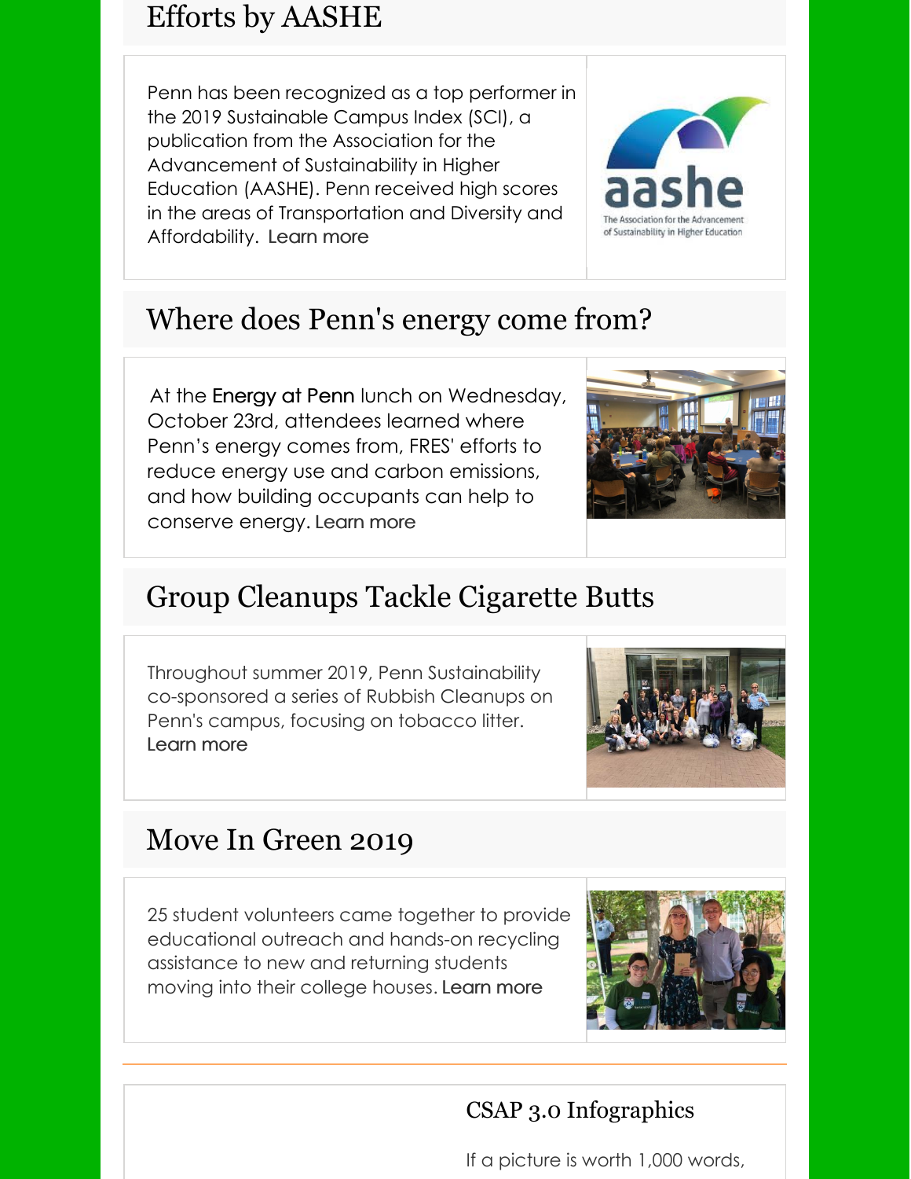## Efforts by AASHE

Penn has been recognized as a top performer in the 2019 Sustainable Campus Index (SCI), a publication from the Association for the Advancement of Sustainability in Higher Education (AASHE). Penn received high scores in the areas of Transportation and Diversity and Affordability. Learn more

## Where does Penn's energy come from?

At the **Energy at Penn** lunch on Wednesday, October 23rd, attendees learned where Penn's energy comes from, FRES' efforts to reduce energy use and carbon emissions, and how building occupants can help to conserve energy. Learn more

## Group Cleanups Tackle Cigarette Butts

Throughout summer 2019, Penn Sustainability co-sponsored a series of Rubbish Cleanups on Penn's campus, focusing on tobacco litter. Learn more

## Move In Green 2019

25 student volunteers came together to provide educational outreach and hands-on recycling assistance to new and returning students moving into their college houses. Learn more

---

### CSAP 3.0 Infographics

If a picture is worth 1,000 words,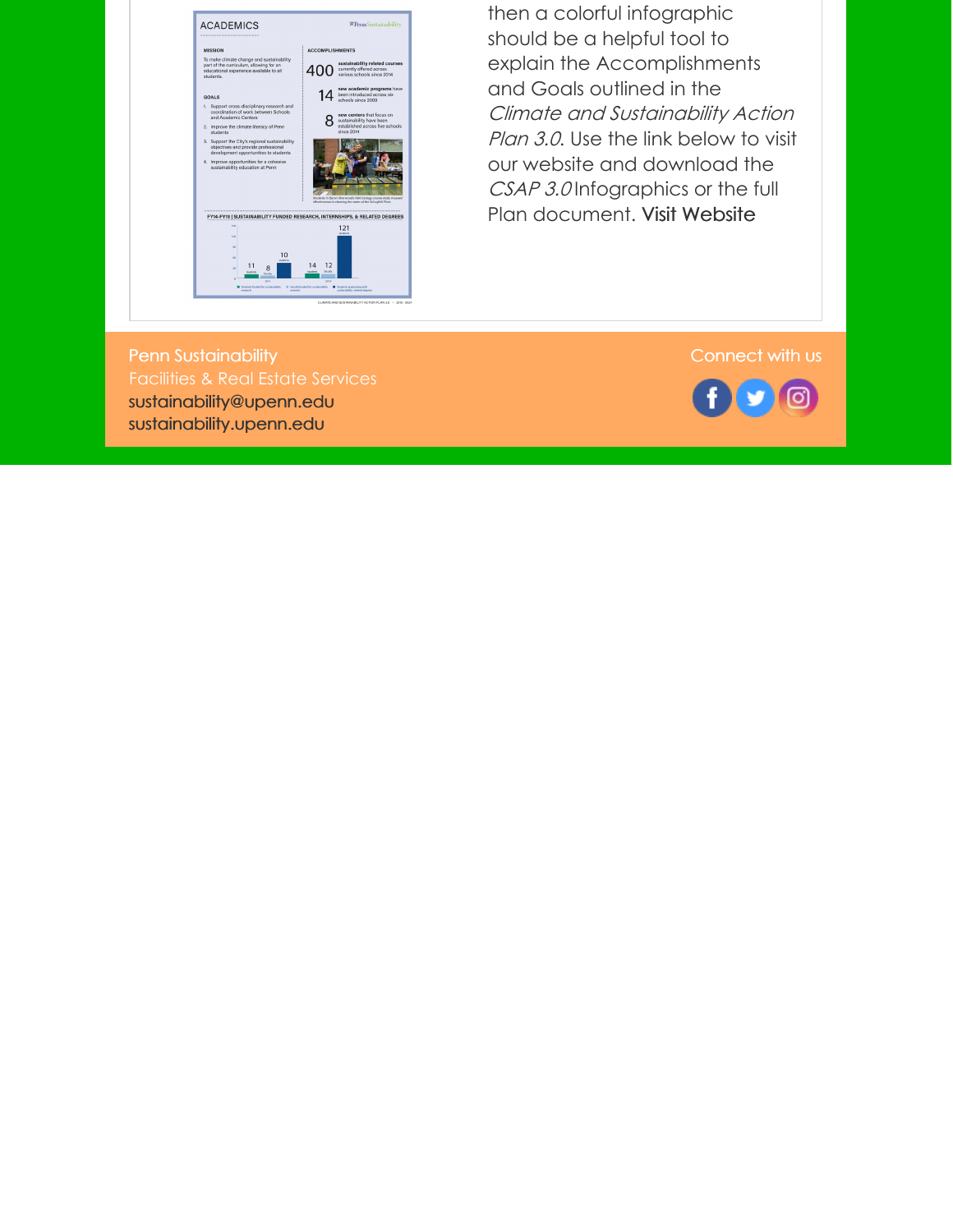then a colorful infographic should be a helpful tool to explain the Accomplishments and Goals outlined in the *Climate and Sustainability Action Plan 3.0*. Use the link below to visit our website and download the *CSAP 3.0* Infographics or the full Plan document. **Visit Website**

**Penn Sustainability**
Facilities & Real Estate Services
sustainability@upenn.edu
sustainability.upenn.edu

Connect with us